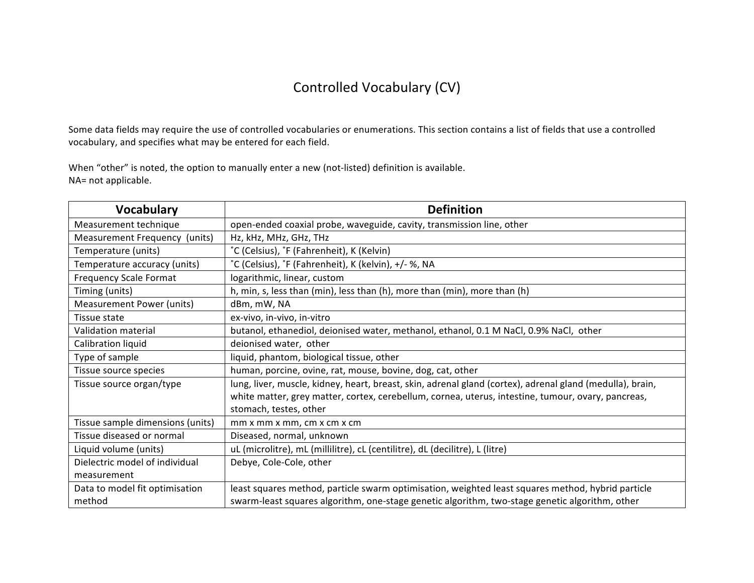# Controlled Vocabulary (CV)

Some data fields may require the use of controlled vocabularies or enumerations. This section contains a list of fields that use a controlled vocabulary, and specifies what may be entered for each field.

When "other" is noted, the option to manually enter a new (not-listed) definition is available.
NA= not applicable.

| Vocabulary | Definition |
|---|---|
| Measurement technique | open-ended coaxial probe, waveguide, cavity, transmission line, other |
| Measurement Frequency (units) | Hz, kHz, MHz, GHz, THz |
| Temperature (units) | ˚C (Celsius), ˚F (Fahrenheit), K (Kelvin) |
| Temperature accuracy (units) | ˚C (Celsius), ˚F (Fahrenheit), K (kelvin), +/- %, NA |
| Frequency Scale Format | logarithmic, linear, custom |
| Timing (units) | h, min, s, less than (min), less than (h), more than (min), more than (h) |
| Measurement Power (units) | dBm, mW, NA |
| Tissue state | ex-vivo, in-vivo, in-vitro |
| Validation material | butanol, ethanediol, deionised water, methanol, ethanol, 0.1 M NaCl, 0.9% NaCl, other |
| Calibration liquid | deionised water, other |
| Type of sample | liquid, phantom, biological tissue, other |
| Tissue source species | human, porcine, ovine, rat, mouse, bovine, dog, cat, other |
| Tissue source organ/type | lung, liver, muscle, kidney, heart, breast, skin, adrenal gland (cortex), adrenal gland (medulla), brain, white matter, grey matter, cortex, cerebellum, cornea, uterus, intestine, tumour, ovary, pancreas, stomach, testes, other |
| Tissue sample dimensions (units) | mm x mm x mm, cm x cm x cm |
| Tissue diseased or normal | Diseased, normal, unknown |
| Liquid volume (units) | uL (microlitre), mL (millilitre), cL (centilitre), dL (decilitre), L (litre) |
| Dielectric model of individual measurement | Debye, Cole-Cole, other |
| Data to model fit optimisation method | least squares method, particle swarm optimisation, weighted least squares method, hybrid particle swarm-least squares algorithm, one-stage genetic algorithm, two-stage genetic algorithm, other |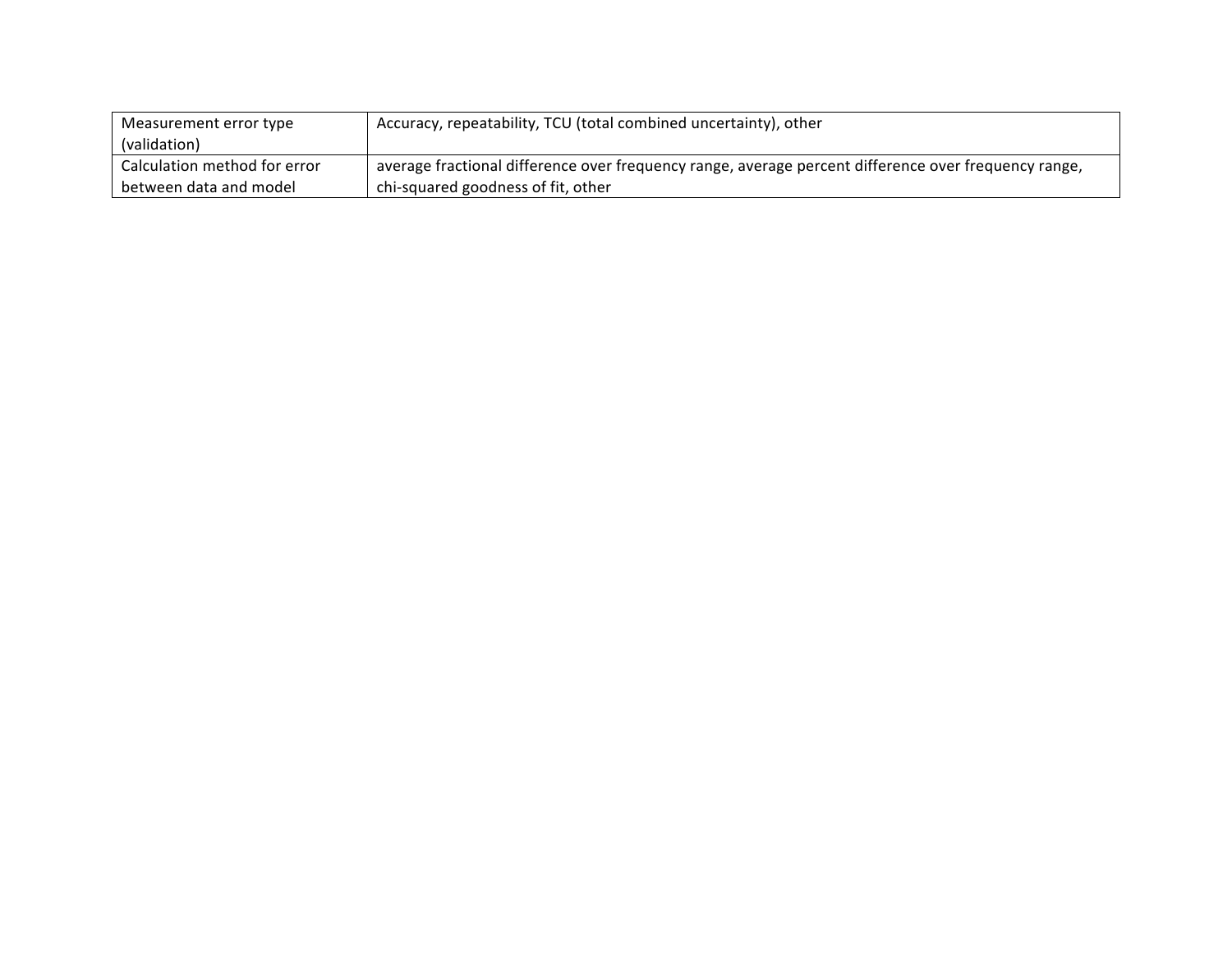| | |
|---|---|
| Measurement error type (validation) | Accuracy, repeatability, TCU (total combined uncertainty), other |
| Calculation method for error between data and model | average fractional difference over frequency range, average percent difference over frequency range, chi-squared goodness of fit, other |